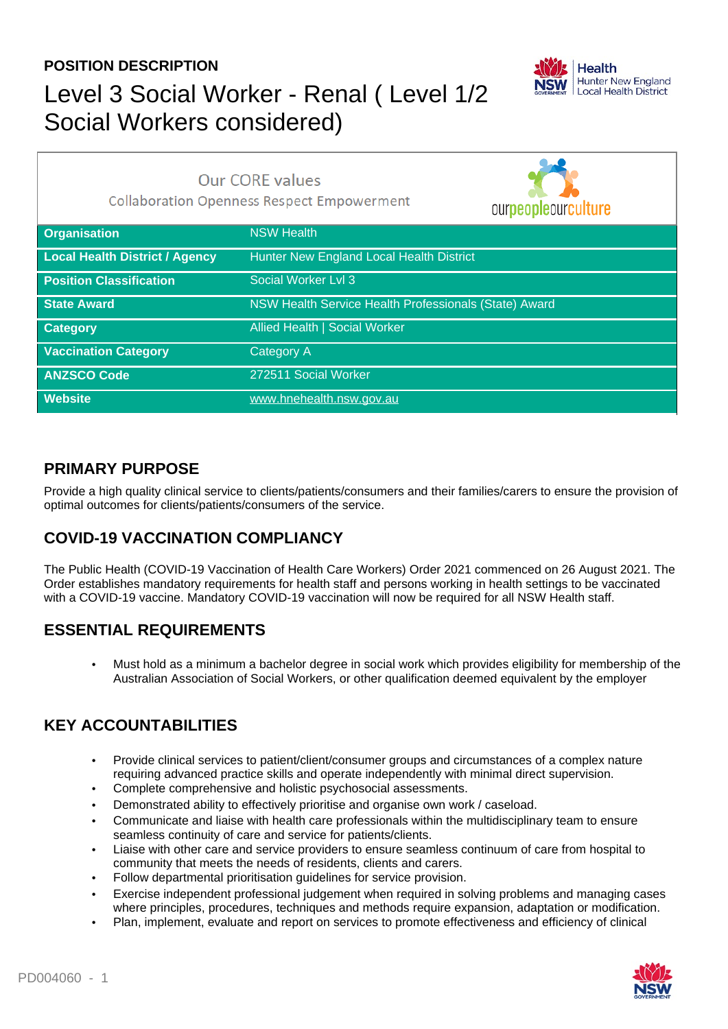**POSITION DESCRIPTION**

# Level 3 Social Worker - Renal ( Level 1/2 Social Workers considered)

Our CORE values
Collaboration Openness Respect Empowerment

| | |
|---|---|
| **Organisation** | NSW Health |
| **Local Health District / Agency** | Hunter New England Local Health District |
| **Position Classification** | Social Worker Lvl 3 |
| **State Award** | NSW Health Service Health Professionals (State) Award |
| **Category** | Allied Health \| Social Worker |
| **Vaccination Category** | Category A |
| **ANZSCO Code** | 272511 Social Worker |
| **Website** | www.hnehealth.nsw.gov.au |

## PRIMARY PURPOSE

Provide a high quality clinical service to clients/patients/consumers and their families/carers to ensure the provision of optimal outcomes for clients/patients/consumers of the service.

## COVID-19 VACCINATION COMPLIANCY

The Public Health (COVID-19 Vaccination of Health Care Workers) Order 2021 commenced on 26 August 2021. The Order establishes mandatory requirements for health staff and persons working in health settings to be vaccinated with a COVID-19 vaccine. Mandatory COVID-19 vaccination will now be required for all NSW Health staff.

## ESSENTIAL REQUIREMENTS

- Must hold as a minimum a bachelor degree in social work which provides eligibility for membership of the Australian Association of Social Workers, or other qualification deemed equivalent by the employer

## KEY ACCOUNTABILITIES

- Provide clinical services to patient/client/consumer groups and circumstances of a complex nature requiring advanced practice skills and operate independently with minimal direct supervision.
- Complete comprehensive and holistic psychosocial assessments.
- Demonstrated ability to effectively prioritise and organise own work / caseload.
- Communicate and liaise with health care professionals within the multidisciplinary team to ensure seamless continuity of care and service for patients/clients.
- Liaise with other care and service providers to ensure seamless continuum of care from hospital to community that meets the needs of residents, clients and carers.
- Follow departmental prioritisation guidelines for service provision.
- Exercise independent professional judgement when required in solving problems and managing cases where principles, procedures, techniques and methods require expansion, adaptation or modification.
- Plan, implement, evaluate and report on services to promote effectiveness and efficiency of clinical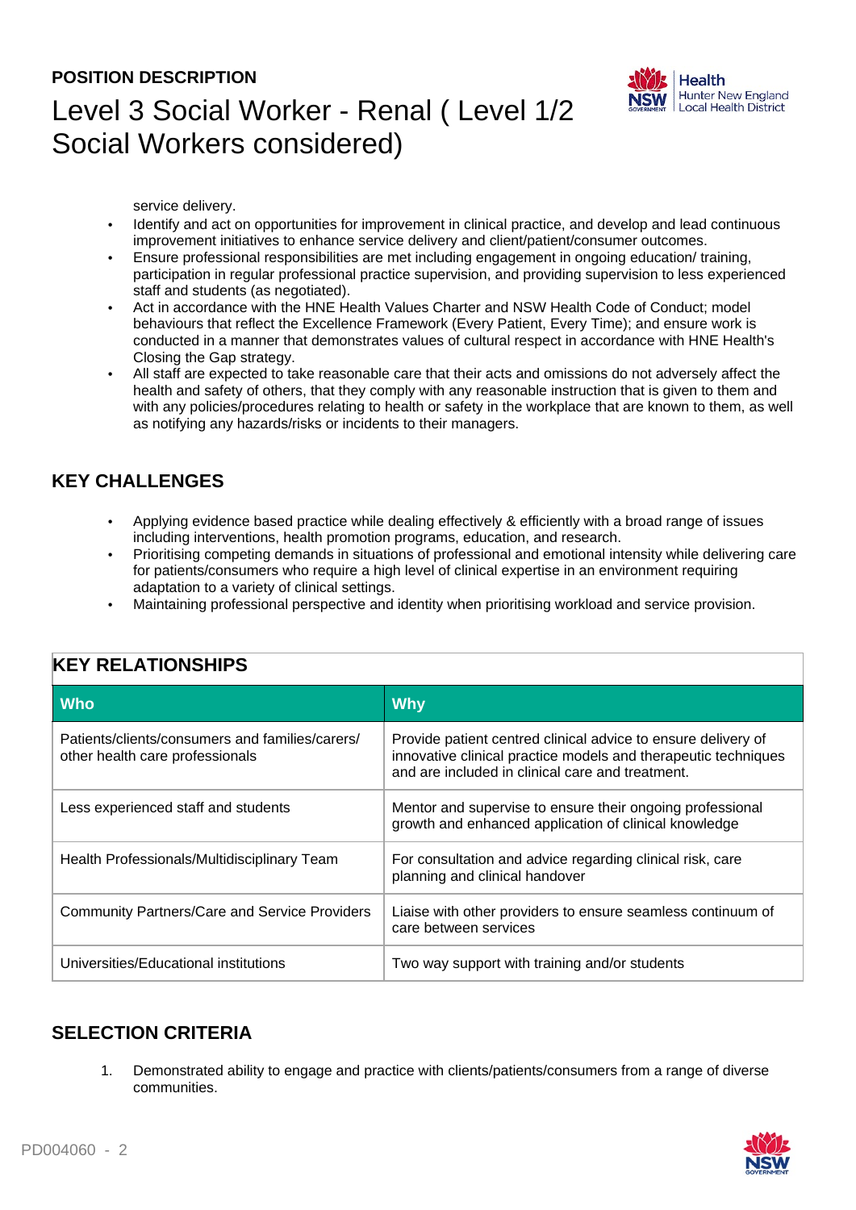service delivery.

- Identify and act on opportunities for improvement in clinical practice, and develop and lead continuous improvement initiatives to enhance service delivery and client/patient/consumer outcomes.
- Ensure professional responsibilities are met including engagement in ongoing education/ training, participation in regular professional practice supervision, and providing supervision to less experienced staff and students (as negotiated).
- Act in accordance with the HNE Health Values Charter and NSW Health Code of Conduct; model behaviours that reflect the Excellence Framework (Every Patient, Every Time); and ensure work is conducted in a manner that demonstrates values of cultural respect in accordance with HNE Health's Closing the Gap strategy.
- All staff are expected to take reasonable care that their acts and omissions do not adversely affect the health and safety of others, that they comply with any reasonable instruction that is given to them and with any policies/procedures relating to health or safety in the workplace that are known to them, as well as notifying any hazards/risks or incidents to their managers.

## KEY CHALLENGES

- Applying evidence based practice while dealing effectively & efficiently with a broad range of issues including interventions, health promotion programs, education, and research.
- Prioritising competing demands in situations of professional and emotional intensity while delivering care for patients/consumers who require a high level of clinical expertise in an environment requiring adaptation to a variety of clinical settings.
- Maintaining professional perspective and identity when prioritising workload and service provision.

## KEY RELATIONSHIPS

| Who | Why |
| --- | --- |
| Patients/clients/consumers and families/carers/ other health care professionals | Provide patient centred clinical advice to ensure delivery of innovative clinical practice models and therapeutic techniques and are included in clinical care and treatment. |
| Less experienced staff and students | Mentor and supervise to ensure their ongoing professional growth and enhanced application of clinical knowledge |
| Health Professionals/Multidisciplinary Team | For consultation and advice regarding clinical risk, care planning and clinical handover |
| Community Partners/Care and Service Providers | Liaise with other providers to ensure seamless continuum of care between services |
| Universities/Educational institutions | Two way support with training and/or students |

## SELECTION CRITERIA

1. Demonstrated ability to engage and practice with clients/patients/consumers from a range of diverse communities.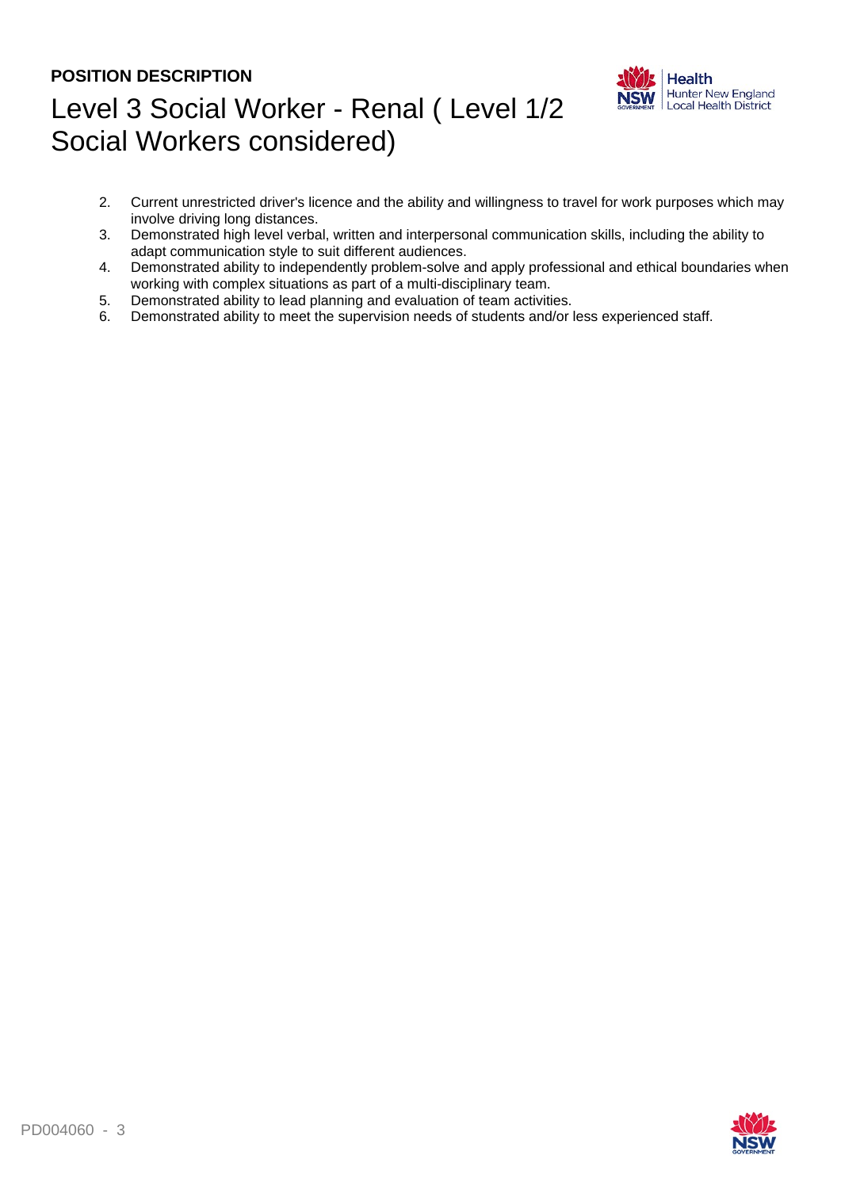**POSITION DESCRIPTION**

# Level 3 Social Worker - Renal ( Level 1/2 Social Workers considered)

2. Current unrestricted driver's licence and the ability and willingness to travel for work purposes which may involve driving long distances.
3. Demonstrated high level verbal, written and interpersonal communication skills, including the ability to adapt communication style to suit different audiences.
4. Demonstrated ability to independently problem-solve and apply professional and ethical boundaries when working with complex situations as part of a multi-disciplinary team.
5. Demonstrated ability to lead planning and evaluation of team activities.
6. Demonstrated ability to meet the supervision needs of students and/or less experienced staff.